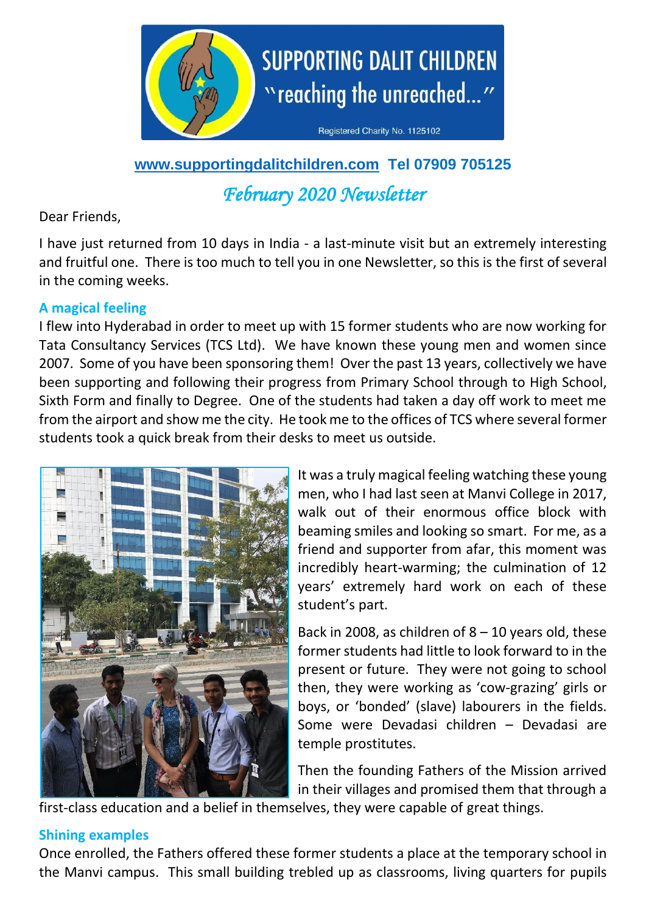SUPPORTING DALIT CHILDREN

"reaching the unreached..."

Registered Charity No. 1125102

**www.supportingdalitchildren.com Tel 07909 705125**

# *February 2020 Newsletter*

Dear Friends,

I have just returned from 10 days in India - a last-minute visit but an extremely interesting and fruitful one. There is too much to tell you in one Newsletter, so this is the first of several in the coming weeks.

## A magical feeling

I flew into Hyderabad in order to meet up with 15 former students who are now working for Tata Consultancy Services (TCS Ltd). We have known these young men and women since 2007. Some of you have been sponsoring them! Over the past 13 years, collectively we have been supporting and following their progress from Primary School through to High School, Sixth Form and finally to Degree. One of the students had taken a day off work to meet me from the airport and show me the city. He took me to the offices of TCS where several former students took a quick break from their desks to meet us outside.

It was a truly magical feeling watching these young men, who I had last seen at Manvi College in 2017, walk out of their enormous office block with beaming smiles and looking so smart. For me, as a friend and supporter from afar, this moment was incredibly heart-warming; the culmination of 12 years' extremely hard work on each of these student's part.

Back in 2008, as children of 8 – 10 years old, these former students had little to look forward to in the present or future. They were not going to school then, they were working as 'cow-grazing' girls or boys, or 'bonded' (slave) labourers in the fields. Some were Devadasi children – Devadasi are temple prostitutes.

Then the founding Fathers of the Mission arrived in their villages and promised them that through a first-class education and a belief in themselves, they were capable of great things.

## Shining examples

Once enrolled, the Fathers offered these former students a place at the temporary school in the Manvi campus. This small building trebled up as classrooms, living quarters for pupils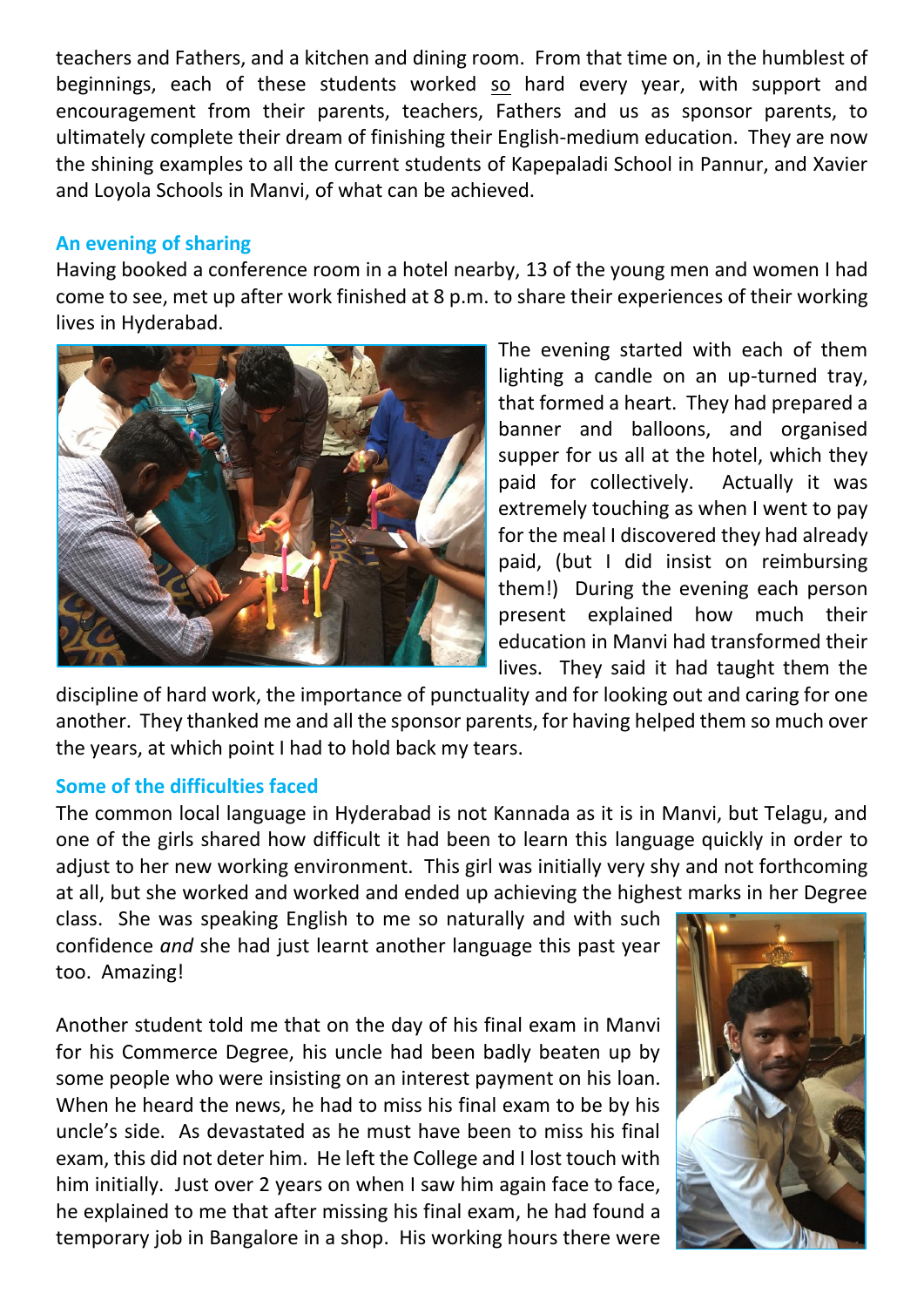teachers and Fathers, and a kitchen and dining room. From that time on, in the humblest of beginnings, each of these students worked so hard every year, with support and encouragement from their parents, teachers, Fathers and us as sponsor parents, to ultimately complete their dream of finishing their English-medium education. They are now the shining examples to all the current students of Kapepaladi School in Pannur, and Xavier and Loyola Schools in Manvi, of what can be achieved.

## An evening of sharing

Having booked a conference room in a hotel nearby, 13 of the young men and women I had come to see, met up after work finished at 8 p.m. to share their experiences of their working lives in Hyderabad.

The evening started with each of them lighting a candle on an up-turned tray, that formed a heart. They had prepared a banner and balloons, and organised supper for us all at the hotel, which they paid for collectively. Actually it was extremely touching as when I went to pay for the meal I discovered they had already paid, (but I did insist on reimbursing them!) During the evening each person present explained how much their education in Manvi had transformed their lives. They said it had taught them the discipline of hard work, the importance of punctuality and for looking out and caring for one another. They thanked me and all the sponsor parents, for having helped them so much over the years, at which point I had to hold back my tears.

## Some of the difficulties faced

The common local language in Hyderabad is not Kannada as it is in Manvi, but Telagu, and one of the girls shared how difficult it had been to learn this language quickly in order to adjust to her new working environment. This girl was initially very shy and not forthcoming at all, but she worked and worked and ended up achieving the highest marks in her Degree class. She was speaking English to me so naturally and with such confidence *and* she had just learnt another language this past year too. Amazing!

Another student told me that on the day of his final exam in Manvi for his Commerce Degree, his uncle had been badly beaten up by some people who were insisting on an interest payment on his loan. When he heard the news, he had to miss his final exam to be by his uncle's side. As devastated as he must have been to miss his final exam, this did not deter him. He left the College and I lost touch with him initially. Just over 2 years on when I saw him again face to face, he explained to me that after missing his final exam, he had found a temporary job in Bangalore in a shop. His working hours there were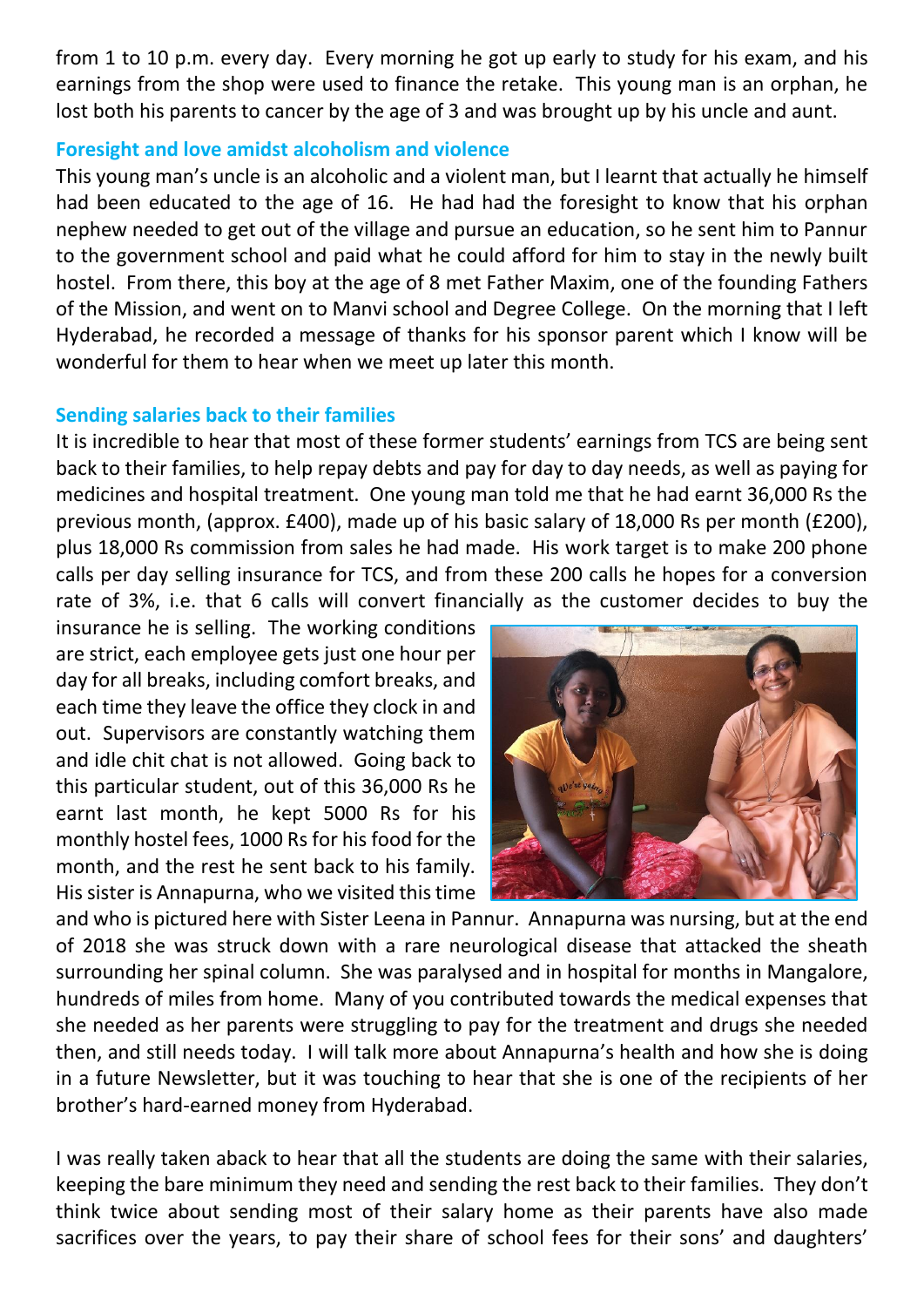from 1 to 10 p.m. every day. Every morning he got up early to study for his exam, and his earnings from the shop were used to finance the retake. This young man is an orphan, he lost both his parents to cancer by the age of 3 and was brought up by his uncle and aunt.

### Foresight and love amidst alcoholism and violence

This young man's uncle is an alcoholic and a violent man, but I learnt that actually he himself had been educated to the age of 16. He had had the foresight to know that his orphan nephew needed to get out of the village and pursue an education, so he sent him to Pannur to the government school and paid what he could afford for him to stay in the newly built hostel. From there, this boy at the age of 8 met Father Maxim, one of the founding Fathers of the Mission, and went on to Manvi school and Degree College. On the morning that I left Hyderabad, he recorded a message of thanks for his sponsor parent which I know will be wonderful for them to hear when we meet up later this month.

### Sending salaries back to their families

It is incredible to hear that most of these former students' earnings from TCS are being sent back to their families, to help repay debts and pay for day to day needs, as well as paying for medicines and hospital treatment. One young man told me that he had earnt 36,000 Rs the previous month, (approx. £400), made up of his basic salary of 18,000 Rs per month (£200), plus 18,000 Rs commission from sales he had made. His work target is to make 200 phone calls per day selling insurance for TCS, and from these 200 calls he hopes for a conversion rate of 3%, i.e. that 6 calls will convert financially as the customer decides to buy the insurance he is selling. The working conditions are strict, each employee gets just one hour per day for all breaks, including comfort breaks, and each time they leave the office they clock in and out. Supervisors are constantly watching them and idle chit chat is not allowed. Going back to this particular student, out of this 36,000 Rs he earnt last month, he kept 5000 Rs for his monthly hostel fees, 1000 Rs for his food for the month, and the rest he sent back to his family. His sister is Annapurna, who we visited this time and who is pictured here with Sister Leena in Pannur. Annapurna was nursing, but at the end of 2018 she was struck down with a rare neurological disease that attacked the sheath surrounding her spinal column. She was paralysed and in hospital for months in Mangalore, hundreds of miles from home. Many of you contributed towards the medical expenses that she needed as her parents were struggling to pay for the treatment and drugs she needed then, and still needs today. I will talk more about Annapurna's health and how she is doing in a future Newsletter, but it was touching to hear that she is one of the recipients of her brother's hard-earned money from Hyderabad.

I was really taken aback to hear that all the students are doing the same with their salaries, keeping the bare minimum they need and sending the rest back to their families. They don't think twice about sending most of their salary home as their parents have also made sacrifices over the years, to pay their share of school fees for their sons' and daughters'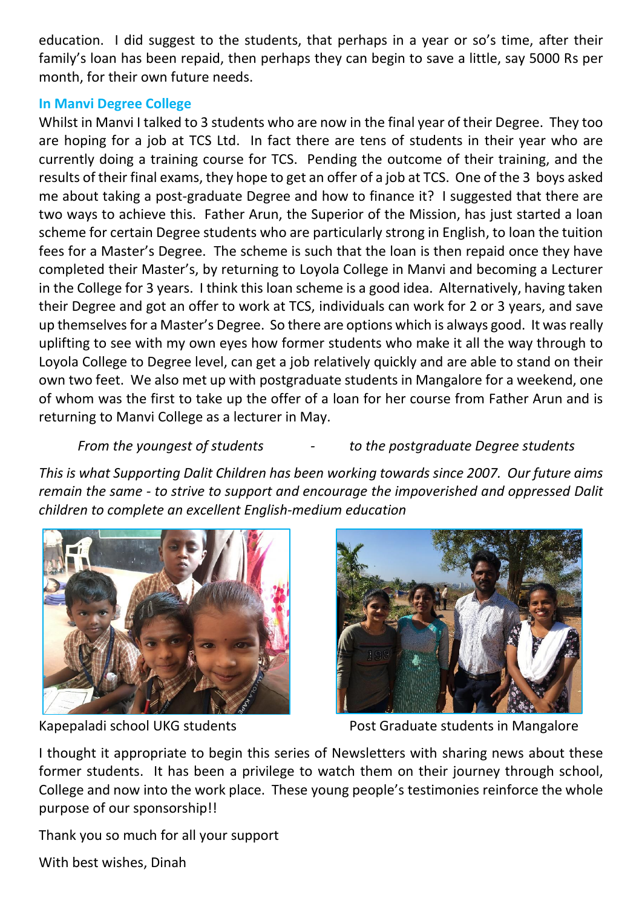education. I did suggest to the students, that perhaps in a year or so's time, after their family's loan has been repaid, then perhaps they can begin to save a little, say 5000 Rs per month, for their own future needs.

### In Manvi Degree College

Whilst in Manvi I talked to 3 students who are now in the final year of their Degree. They too are hoping for a job at TCS Ltd. In fact there are tens of students in their year who are currently doing a training course for TCS. Pending the outcome of their training, and the results of their final exams, they hope to get an offer of a job at TCS. One of the 3 boys asked me about taking a post-graduate Degree and how to finance it? I suggested that there are two ways to achieve this. Father Arun, the Superior of the Mission, has just started a loan scheme for certain Degree students who are particularly strong in English, to loan the tuition fees for a Master's Degree. The scheme is such that the loan is then repaid once they have completed their Master's, by returning to Loyola College in Manvi and becoming a Lecturer in the College for 3 years. I think this loan scheme is a good idea. Alternatively, having taken their Degree and got an offer to work at TCS, individuals can work for 2 or 3 years, and save up themselves for a Master's Degree. So there are options which is always good. It was really uplifting to see with my own eyes how former students who make it all the way through to Loyola College to Degree level, can get a job relatively quickly and are able to stand on their own two feet. We also met up with postgraduate students in Mangalore for a weekend, one of whom was the first to take up the offer of a loan for her course from Father Arun and is returning to Manvi College as a lecturer in May.

*From the youngest of students - to the postgraduate Degree students*

*This is what Supporting Dalit Children has been working towards since 2007. Our future aims remain the same - to strive to support and encourage the impoverished and oppressed Dalit children to complete an excellent English-medium education*

Kapepaladi school UKG students

Post Graduate students in Mangalore

I thought it appropriate to begin this series of Newsletters with sharing news about these former students. It has been a privilege to watch them on their journey through school, College and now into the work place. These young people's testimonies reinforce the whole purpose of our sponsorship!!

Thank you so much for all your support

With best wishes, Dinah